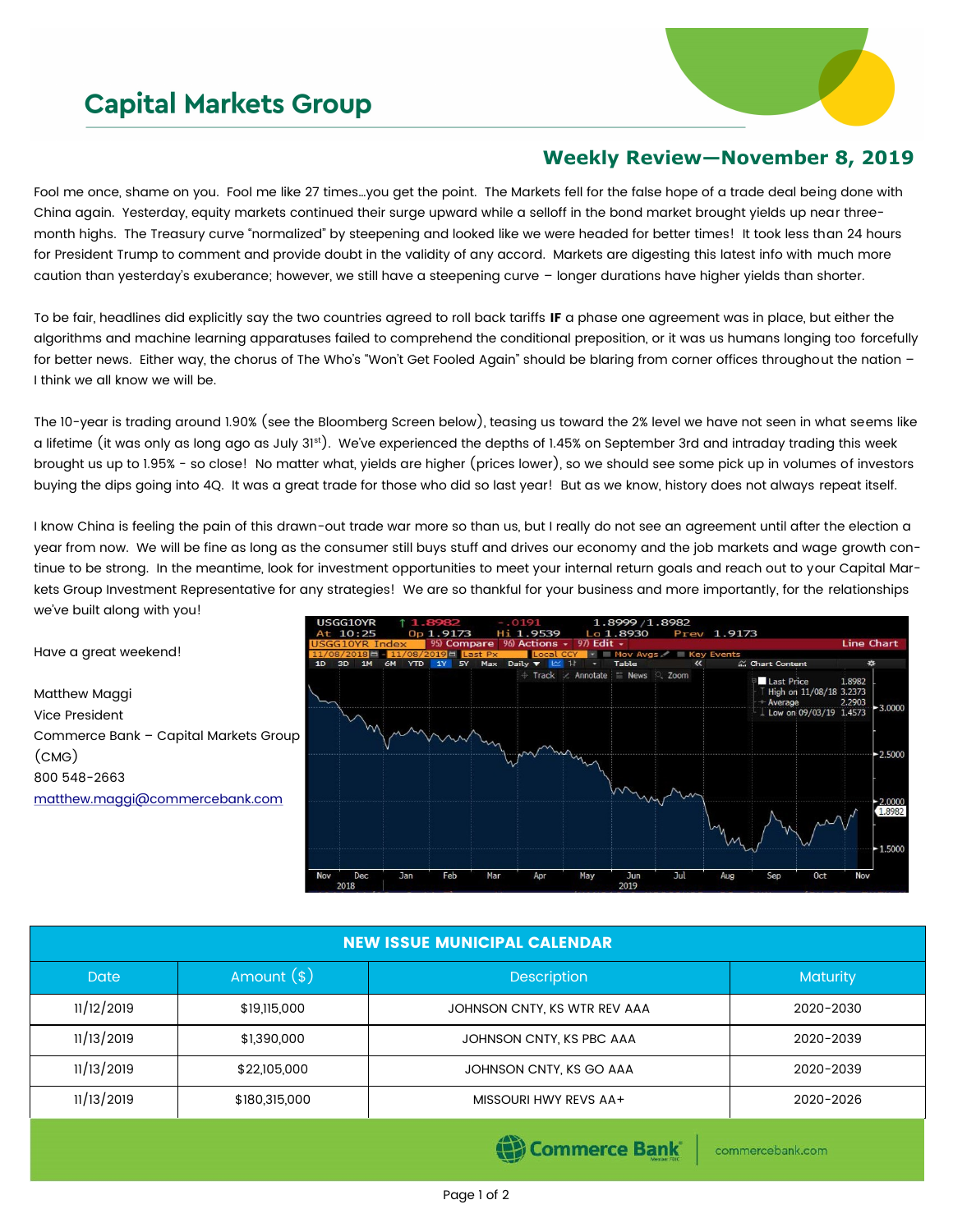# Capital Markets Group

## Weekly Review—November 8, 2019

Fool me once, shame on you. Fool me like 27 times…you get the point. The Markets fell for the false hope of a trade deal being done with China again. Yesterday, equity markets continued their surge upward while a selloff in the bond market brought yields up near three-month highs. The Treasury curve "normalized" by steepening and looked like we were headed for better times! It took less than 24 hours for President Trump to comment and provide doubt in the validity of any accord. Markets are digesting this latest info with much more caution than yesterday's exuberance; however, we still have a steepening curve – longer durations have higher yields than shorter.

To be fair, headlines did explicitly say the two countries agreed to roll back tariffs **IF** a phase one agreement was in place, but either the algorithms and machine learning apparatuses failed to comprehend the conditional preposition, or it was us humans longing too forcefully for better news. Either way, the chorus of The Who's "Won't Get Fooled Again" should be blaring from corner offices throughout the nation – I think we all know we will be.

The 10-year is trading around 1.90% (see the Bloomberg Screen below), teasing us toward the 2% level we have not seen in what seems like a lifetime (it was only as long ago as July 31st). We've experienced the depths of 1.45% on September 3rd and intraday trading this week brought us up to 1.95% - so close! No matter what, yields are higher (prices lower), so we should see some pick up in volumes of investors buying the dips going into 4Q. It was a great trade for those who did so last year! But as we know, history does not always repeat itself.

I know China is feeling the pain of this drawn-out trade war more so than us, but I really do not see an agreement until after the election a year from now. We will be fine as long as the consumer still buys stuff and drives our economy and the job markets and wage growth continue to be strong. In the meantime, look for investment opportunities to meet your internal return goals and reach out to your Capital Markets Group Investment Representative for any strategies! We are so thankful for your business and more importantly, for the relationships we've built along with you!

Have a great weekend!

Matthew Maggi
Vice President
Commerce Bank – Capital Markets Group (CMG)
800 548-2663
matthew.maggi@commercebank.com

| NEW ISSUE MUNICIPAL CALENDAR | | | |
|---|---|---|---|
| Date | Amount ($) | Description | Maturity |
| 11/12/2019 | $19,115,000 | JOHNSON CNTY, KS WTR REV AAA | 2020-2030 |
| 11/13/2019 | $1,390,000 | JOHNSON CNTY, KS PBC AAA | 2020-2039 |
| 11/13/2019 | $22,105,000 | JOHNSON CNTY, KS GO AAA | 2020-2039 |
| 11/13/2019 | $180,315,000 | MISSOURI HWY REVS AA+ | 2020-2026 |

Commerce Bank | commercebank.com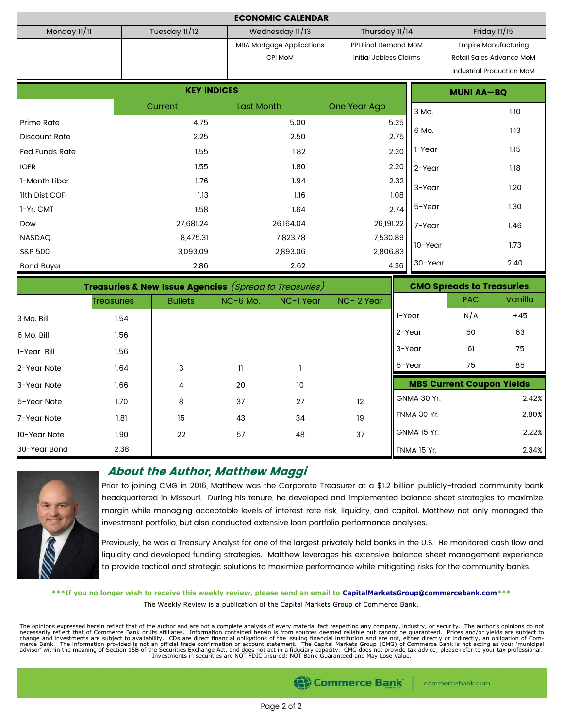## ECONOMIC CALENDAR

| Monday 11/11 | Tuesday 11/12 | Wednesday 11/13 | Thursday 11/14 | Friday 11/15 |
|---|---|---|---|---|
| | | MBA Mortgage Applications | PPI Final Demand MoM | Empire Manufacturing |
| | | CPI MoM | Initial Jobless Claims | Retail Sales Advance MoM |
| | | | | Industrial Production MoM |

## KEY INDICES

| | Current | Last Month | One Year Ago |
|---|---|---|---|
| Prime Rate | 4.75 | 5.00 | 5.25 |
| Discount Rate | 2.25 | 2.50 | 2.75 |
| Fed Funds Rate | 1.55 | 1.82 | 2.20 |
| IOER | 1.55 | 1.80 | 2.20 |
| 1-Month Libor | 1.76 | 1.94 | 2.32 |
| 11th Dist COFI | 1.13 | 1.16 | 1.08 |
| 1-Yr. CMT | 1.58 | 1.64 | 2.74 |
| Dow | 27,681.24 | 26,164.04 | 26,191.22 |
| NASDAQ | 8,475.31 | 7,823.78 | 7,530.89 |
| S&P 500 | 3,093.09 | 2,893.06 | 2,806.83 |
| Bond Buyer | 2.86 | 2.62 | 4.36 |

## MUNI AA—BQ

| | |
|---|---|
| 3 Mo. | 1.10 |
| 6 Mo. | 1.13 |
| 1-Year | 1.15 |
| 2-Year | 1.18 |
| 3-Year | 1.20 |
| 5-Year | 1.30 |
| 7-Year | 1.46 |
| 10-Year | 1.73 |
| 30-Year | 2.40 |

## Treasuries & New Issue Agencies *(Spread to Treasuries)*

| | Treasuries | Bullets | NC-6 Mo. | NC-1 Year | NC- 2 Year |
|---|---|---|---|---|---|
| 3 Mo. Bill | 1.54 | | | | |
| 6 Mo. Bill | 1.56 | | | | |
| 1-Year Bill | 1.56 | | | | |
| 2-Year Note | 1.64 | 3 | 11 | 1 | |
| 3-Year Note | 1.66 | 4 | 20 | 10 | |
| 5-Year Note | 1.70 | 8 | 37 | 27 | 12 |
| 7-Year Note | 1.81 | 15 | 43 | 34 | 19 |
| 10-Year Note | 1.90 | 22 | 57 | 48 | 37 |
| 30-Year Bond | 2.38 | | | | |

## CMO Spreads to Treasuries

| | PAC | Vanilla |
|---|---|---|
| 1-Year | N/A | +45 |
| 2-Year | 50 | 63 |
| 3-Year | 61 | 75 |
| 5-Year | 75 | 85 |

## MBS Current Coupon Yields

| | |
|---|---|
| GNMA 30 Yr. | 2.42% |
| FNMA 30 Yr. | 2.80% |
| GNMA 15 Yr. | 2.22% |
| FNMA 15 Yr. | 2.34% |

## *About the Author, Matthew Maggi*

Prior to joining CMG in 2016, Matthew was the Corporate Treasurer at a $1.2 billion publicly-traded community bank headquartered in Missouri. During his tenure, he developed and implemented balance sheet strategies to maximize margin while managing acceptable levels of interest rate risk, liquidity, and capital. Matthew not only managed the investment portfolio, but also conducted extensive loan portfolio performance analyses.

Previously, he was a Treasury Analyst for one of the largest privately held banks in the U.S. He monitored cash flow and liquidity and developed funding strategies. Matthew leverages his extensive balance sheet management experience to provide tactical and strategic solutions to maximize performance while mitigating risks for the community banks.

**\*\*\*If you no longer wish to receive this weekly review, please send an email to CapitalMarketsGroup@commercebank.com\*\*\***

The Weekly Review is a publication of the Capital Markets Group of Commerce Bank.

The opinions expressed herein reflect that of the author and are not a complete analysis of every material fact respecting any company, industry, or security. The author's opinions do not necessarily reflect that of Commerce Bank or its affiliates. Information contained herein is from sources deemed reliable but cannot be guaranteed. Prices and/or yields are subject to change and investments are subject to availability. CDs are direct financial obligations of the issuing financial institution and are not, either directly or indirectly, an obligation of Commerce Bank. The information provided is not an official trade confirmation or account statement. The Capital Markets Group (CMG) of Commerce Bank is not acting as your 'municipal advisor' within the meaning of Section 15B of the Securities Exchange Act, and does not act in a fiduciary capacity. CMG does not provide tax advice; please refer to your tax professional. Investments in securities are NOT FDIC Insured; NOT Bank-Guaranteed and May Lose Value.

Commerce Bank | commercebank.com